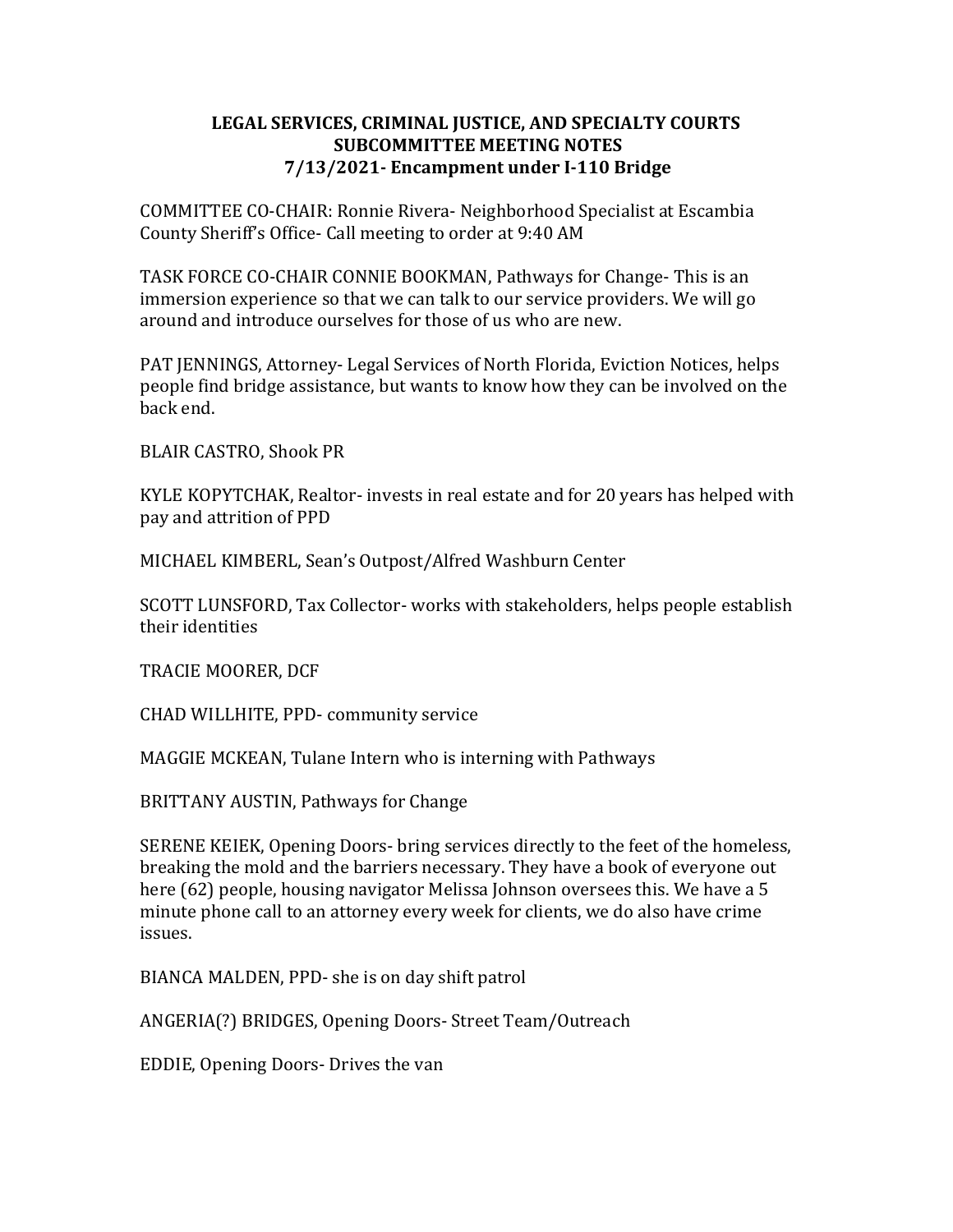# LEGAL SERVICES, CRIMINAL JUSTICE, AND SPECIALTY COURTS SUBCOMMITTEE MEETING NOTES
## 7/13/2021- Encampment under I-110 Bridge

COMMITTEE CO-CHAIR: Ronnie Rivera- Neighborhood Specialist at Escambia County Sheriff's Office- Call meeting to order at 9:40 AM

TASK FORCE CO-CHAIR CONNIE BOOKMAN, Pathways for Change- This is an immersion experience so that we can talk to our service providers. We will go around and introduce ourselves for those of us who are new.

PAT JENNINGS, Attorney- Legal Services of North Florida, Eviction Notices, helps people find bridge assistance, but wants to know how they can be involved on the back end.

BLAIR CASTRO, Shook PR

KYLE KOPYTCHAK, Realtor- invests in real estate and for 20 years has helped with pay and attrition of PPD

MICHAEL KIMBERL, Sean's Outpost/Alfred Washburn Center

SCOTT LUNSFORD, Tax Collector- works with stakeholders, helps people establish their identities

TRACIE MOORER, DCF

CHAD WILLHITE, PPD- community service

MAGGIE MCKEAN, Tulane Intern who is interning with Pathways

BRITTANY AUSTIN, Pathways for Change

SERENE KEIEK, Opening Doors- bring services directly to the feet of the homeless, breaking the mold and the barriers necessary. They have a book of everyone out here (62) people, housing navigator Melissa Johnson oversees this. We have a 5 minute phone call to an attorney every week for clients, we do also have crime issues.

BIANCA MALDEN, PPD- she is on day shift patrol

ANGERIA(?) BRIDGES, Opening Doors- Street Team/Outreach

EDDIE, Opening Doors- Drives the van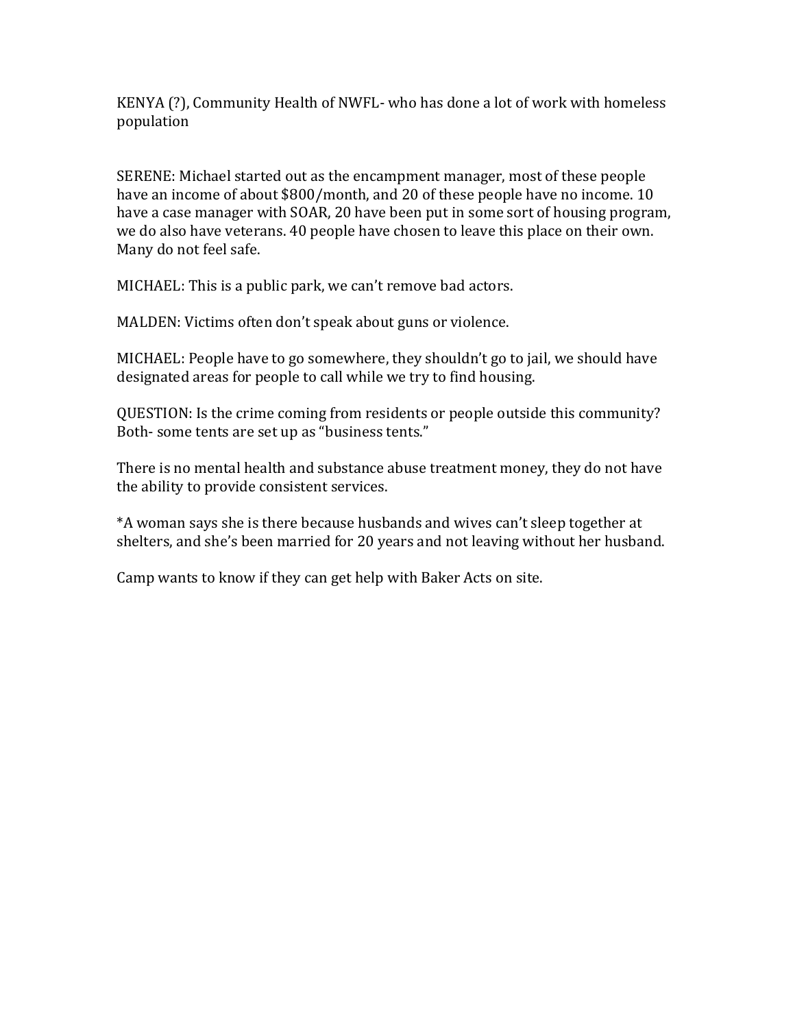KENYA (?), Community Health of NWFL- who has done a lot of work with homeless population

SERENE: Michael started out as the encampment manager, most of these people have an income of about $800/month, and 20 of these people have no income. 10 have a case manager with SOAR, 20 have been put in some sort of housing program, we do also have veterans. 40 people have chosen to leave this place on their own. Many do not feel safe.

MICHAEL: This is a public park, we can't remove bad actors.

MALDEN: Victims often don't speak about guns or violence.

MICHAEL: People have to go somewhere, they shouldn't go to jail, we should have designated areas for people to call while we try to find housing.

QUESTION: Is the crime coming from residents or people outside this community? Both- some tents are set up as "business tents."

There is no mental health and substance abuse treatment money, they do not have the ability to provide consistent services.

*A woman says she is there because husbands and wives can't sleep together at shelters, and she's been married for 20 years and not leaving without her husband.

Camp wants to know if they can get help with Baker Acts on site.